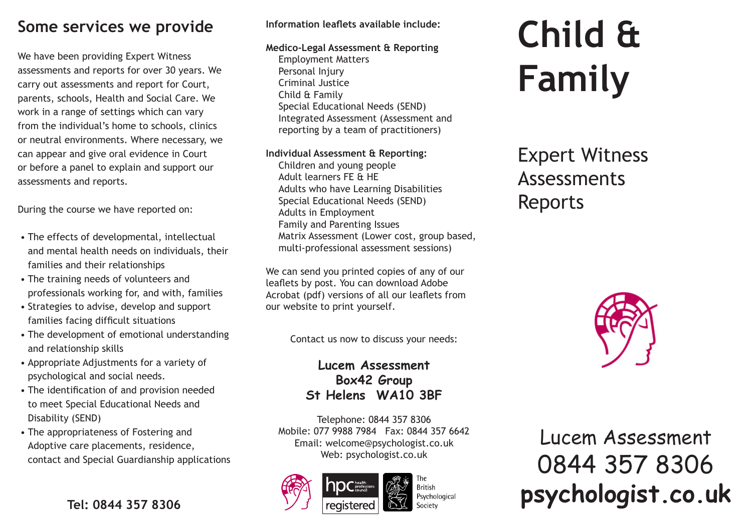## Some services we provide

We have been providing Expert Witness assessments and reports for over 30 years. We carry out assessments and report for Court, parents, schools, Health and Social Care. We work in a range of settings which can vary from the individual's home to schools, clinics or neutral environments. Where necessary, we can appear and give oral evidence in Court or before a panel to explain and support our assessments and reports.

During the course we have reported on:

- The effects of developmental, intellectual and mental health needs on individuals, their families and their relationships
- The training needs of volunteers and professionals working for, and with, families
- Strategies to advise, develop and support families facing difficult situations
- The development of emotional understanding and relationship skills
- Appropriate Adjustments for a variety of psychological and social needs.
- The identification of and provision needed to meet Special Educational Needs and Disability (SEND)
- The appropriateness of Fostering and Adoptive care placements, residence, contact and Special Guardianship applications

**Tel: 0844 357 8306**

**Information leaflets available include:**

**Medico-Legal Assessment & Reporting**

- Employment Matters
- Personal Injury
- Criminal Justice
- Child & Family
- Special Educational Needs (SEND)
- Integrated Assessment (Assessment and reporting by a team of practitioners)

**Individual Assessment & Reporting:**

- Children and young people
- Adult learners FE & HE
- Adults who have Learning Disabilities
- Special Educational Needs (SEND)
- Adults in Employment
- Family and Parenting Issues
- Matrix Assessment (Lower cost, group based, multi-professional assessment sessions)

We can send you printed copies of any of our leaflets by post. You can download Adobe Acrobat (pdf) versions of all our leaflets from our website to print yourself.

Contact us now to discuss your needs:

**Lucem Assessment**
**Box42 Group**
**St Helens WA10 3BF**

Telephone: 0844 357 8306
Mobile: 077 9988 7984 Fax: 0844 357 6642
Email: welcome@psychologist.co.uk
Web: psychologist.co.uk

hpc health professions council registered

The British Psychological Society

# Child & Family

Expert Witness
Assessments
Reports

Lucem Assessment
0844 357 8306
**psychologist.co.uk**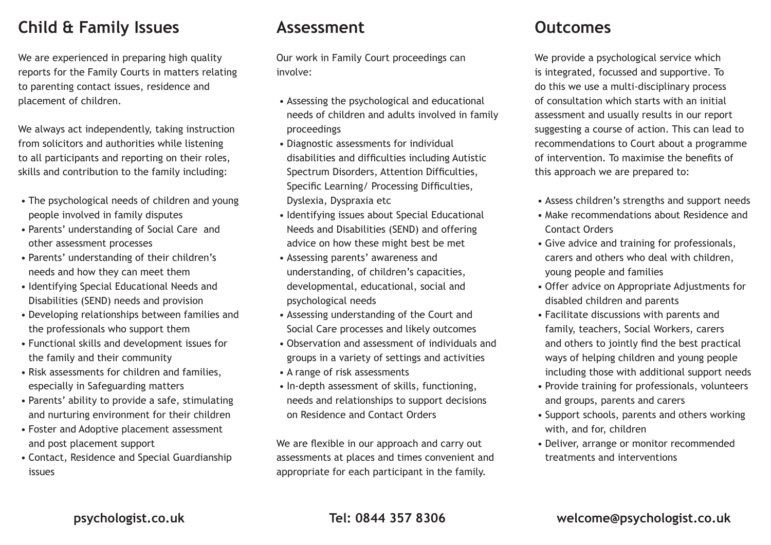## Child & Family Issues

We are experienced in preparing high quality reports for the Family Courts in matters relating to parenting contact issues, residence and placement of children.

We always act independently, taking instruction from solicitors and authorities while listening to all participants and reporting on their roles, skills and contribution to the family including:

- The psychological needs of children and young people involved in family disputes
- Parents' understanding of Social Care and other assessment processes
- Parents' understanding of their children's needs and how they can meet them
- Identifying Special Educational Needs and Disabilities (SEND) needs and provision
- Developing relationships between families and the professionals who support them
- Functional skills and development issues for the family and their community
- Risk assessments for children and families, especially in Safeguarding matters
- Parents' ability to provide a safe, stimulating and nurturing environment for their children
- Foster and Adoptive placement assessment and post placement support
- Contact, Residence and Special Guardianship issues

## Assessment

Our work in Family Court proceedings can involve:

- Assessing the psychological and educational needs of children and adults involved in family proceedings
- Diagnostic assessments for individual disabilities and difficulties including Autistic Spectrum Disorders, Attention Difficulties, Specific Learning/ Processing Difficulties, Dyslexia, Dyspraxia etc
- Identifying issues about Special Educational Needs and Disabilities (SEND) and offering advice on how these might best be met
- Assessing parents' awareness and understanding, of children's capacities, developmental, educational, social and psychological needs
- Assessing understanding of the Court and Social Care processes and likely outcomes
- Observation and assessment of individuals and groups in a variety of settings and activities
- A range of risk assessments
- In-depth assessment of skills, functioning, needs and relationships to support decisions on Residence and Contact Orders

We are flexible in our approach and carry out assessments at places and times convenient and appropriate for each participant in the family.

## Outcomes

We provide a psychological service which is integrated, focussed and supportive. To do this we use a multi-disciplinary process of consultation which starts with an initial assessment and usually results in our report suggesting a course of action. This can lead to recommendations to Court about a programme of intervention. To maximise the benefits of this approach we are prepared to:

- Assess children's strengths and support needs
- Make recommendations about Residence and Contact Orders
- Give advice and training for professionals, carers and others who deal with children, young people and families
- Offer advice on Appropriate Adjustments for disabled children and parents
- Facilitate discussions with parents and family, teachers, Social Workers, carers and others to jointly find the best practical ways of helping children and young people including those with additional support needs
- Provide training for professionals, volunteers and groups, parents and carers
- Support schools, parents and others working with, and for, children
- Deliver, arrange or monitor recommended treatments and interventions

**psychologist.co.uk** **Tel: 0844 357 8306** **welcome@psychologist.co.uk**